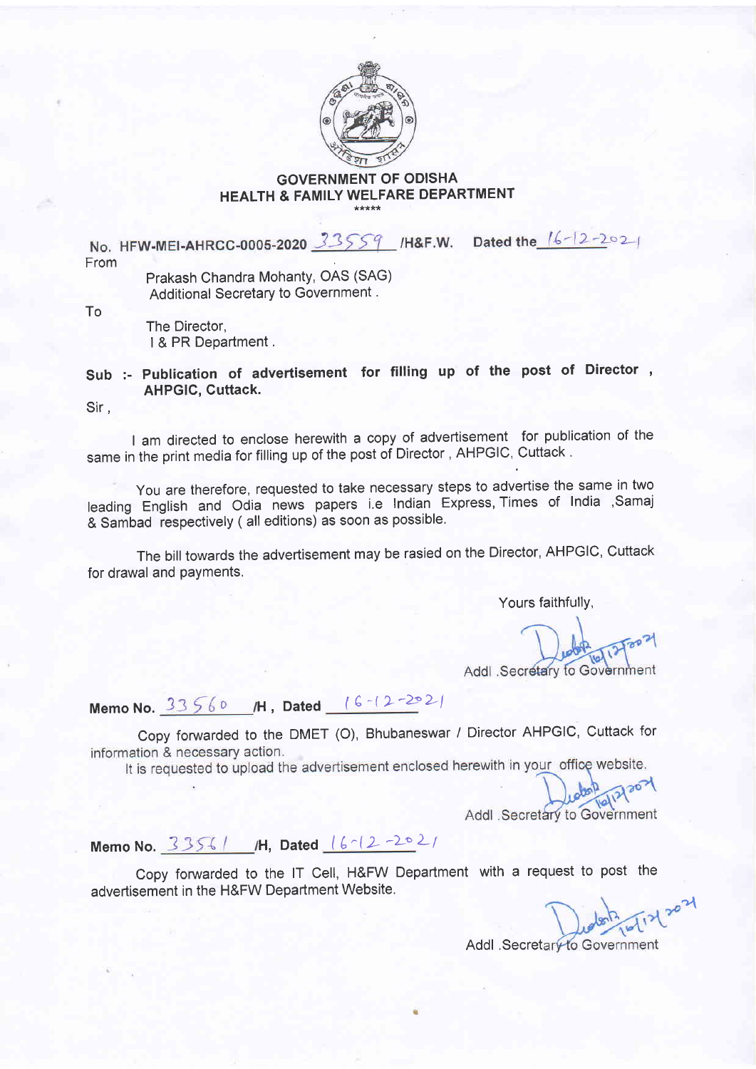## GOVERNMENT OF ODISHA
## HEALTH & FAMILY WELFARE DEPARTMENT

\*\*\*\*\*

No. HFW-MEI-AHRCC-0005-2020 33559 /H&F.W. Dated the 16-12-2021

From

Prakash Chandra Mohanty, OAS (SAG)
Additional Secretary to Government.

To

The Director,
I & PR Department.

**Sub :- Publication of advertisement for filling up of the post of Director, AHPGIC, Cuttack.**

Sir,

I am directed to enclose herewith a copy of advertisement for publication of the same in the print media for filling up of the post of Director, AHPGIC, Cuttack.

You are therefore, requested to take necessary steps to advertise the same in two leading English and Odia news papers i.e Indian Express, Times of India, Samaj & Sambad respectively ( all editions) as soon as possible.

The bill towards the advertisement may be rasied on the Director, AHPGIC, Cuttack for drawal and payments.

Yours faithfully,

16/12/2021

Addl. Secretary to Government

**Memo No.** 33560 **/H, Dated** 16-12-2021

Copy forwarded to the DMET (O), Bhubaneswar / Director AHPGIC, Cuttack for information & necessary action.

It is requested to upload the advertisement enclosed herewith in your office website.

16/12/2021

Addl. Secretary to Government

**Memo No.** 33561 **/H, Dated** 16-12-2021

Copy forwarded to the IT Cell, H&FW Department with a request to post the advertisement in the H&FW Department Website.

16/12/2021

Addl. Secretary to Government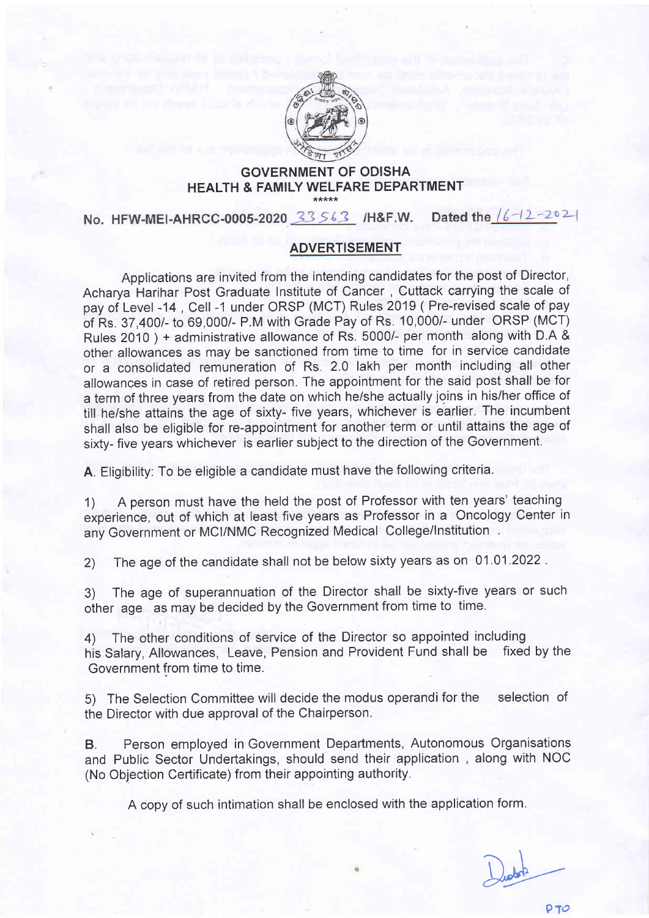**GOVERNMENT OF ODISHA**
**HEALTH & FAMILY WELFARE DEPARTMENT**

\*\*\*\*\*

**No. HFW-MEI-AHRCC-0005-2020 33563 /H&F.W. Dated the 16-12-2021**

## ADVERTISEMENT

Applications are invited from the intending candidates for the post of Director, Acharya Harihar Post Graduate Institute of Cancer , Cuttack carrying the scale of pay of Level -14 , Cell -1 under ORSP (MCT) Rules 2019 ( Pre-revised scale of pay of Rs. 37,400/- to 69,000/- P.M with Grade Pay of Rs. 10,000/- under ORSP (MCT) Rules 2010 ) + administrative allowance of Rs. 5000/- per month along with D.A & other allowances as may be sanctioned from time to time for in service candidate or a consolidated remuneration of Rs. 2.0 lakh per month including all other allowances in case of retired person. The appointment for the said post shall be for a term of three years from the date on which he/she actually joins in his/her office of till he/she attains the age of sixty- five years, whichever is earlier. The incumbent shall also be eligible for re-appointment for another term or until attains the age of sixty- five years whichever is earlier subject to the direction of the Government.

A. Eligibility: To be eligible a candidate must have the following criteria.

1) A person must have the held the post of Professor with ten years' teaching experience, out of which at least five years as Professor in a Oncology Center in any Government or MCI/NMC Recognized Medical College/Institution .

2) The age of the candidate shall not be below sixty years as on 01.01.2022 .

3) The age of superannuation of the Director shall be sixty-five years or such other age as may be decided by the Government from time to time.

4) The other conditions of service of the Director so appointed including his Salary, Allowances, Leave, Pension and Provident Fund shall be fixed by the Government from time to time.

5) The Selection Committee will decide the modus operandi for the selection of the Director with due approval of the Chairperson.

B. Person employed in Government Departments, Autonomous Organisations and Public Sector Undertakings, should send their application , along with NOC (No Objection Certificate) from their appointing authority.

A copy of such intimation shall be enclosed with the application form.

PTO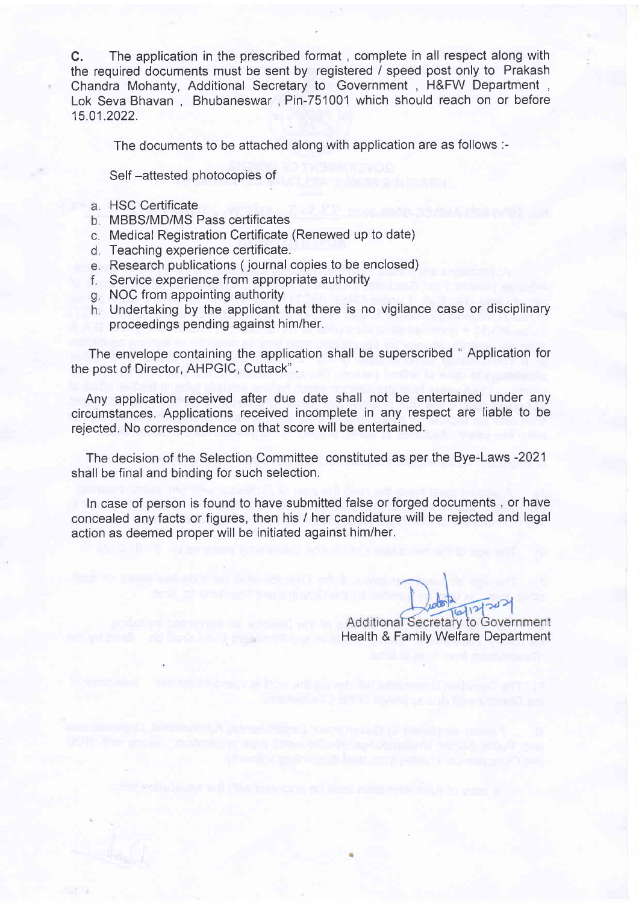C. The application in the prescribed format , complete in all respect along with the required documents must be sent by registered / speed post only to Prakash Chandra Mohanty, Additional Secretary to Government , H&FW Department , Lok Seva Bhavan , Bhubaneswar , Pin-751001 which should reach on or before 15.01.2022.

The documents to be attached along with application are as follows :-

Self –attested photocopies of

a. HSC Certificate
b. MBBS/MD/MS Pass certificates
c. Medical Registration Certificate (Renewed up to date)
d. Teaching experience certificate.
e. Research publications ( journal copies to be enclosed)
f. Service experience from appropriate authority
g. NOC from appointing authority
h. Undertaking by the applicant that there is no vigilance case or disciplinary proceedings pending against him/her.

The envelope containing the application shall be superscribed " Application for the post of Director, AHPGIC, Cuttack" .

Any application received after due date shall not be entertained under any circumstances. Applications received incomplete in any respect are liable to be rejected. No correspondence on that score will be entertained.

The decision of the Selection Committee constituted as per the Bye-Laws -2021 shall be final and binding for such selection.

In case of person is found to have submitted false or forged documents , or have concealed any facts or figures, then his / her candidature will be rejected and legal action as deemed proper will be initiated against him/her.

16/12/2021

Additional Secretary to Government
Health & Family Welfare Department